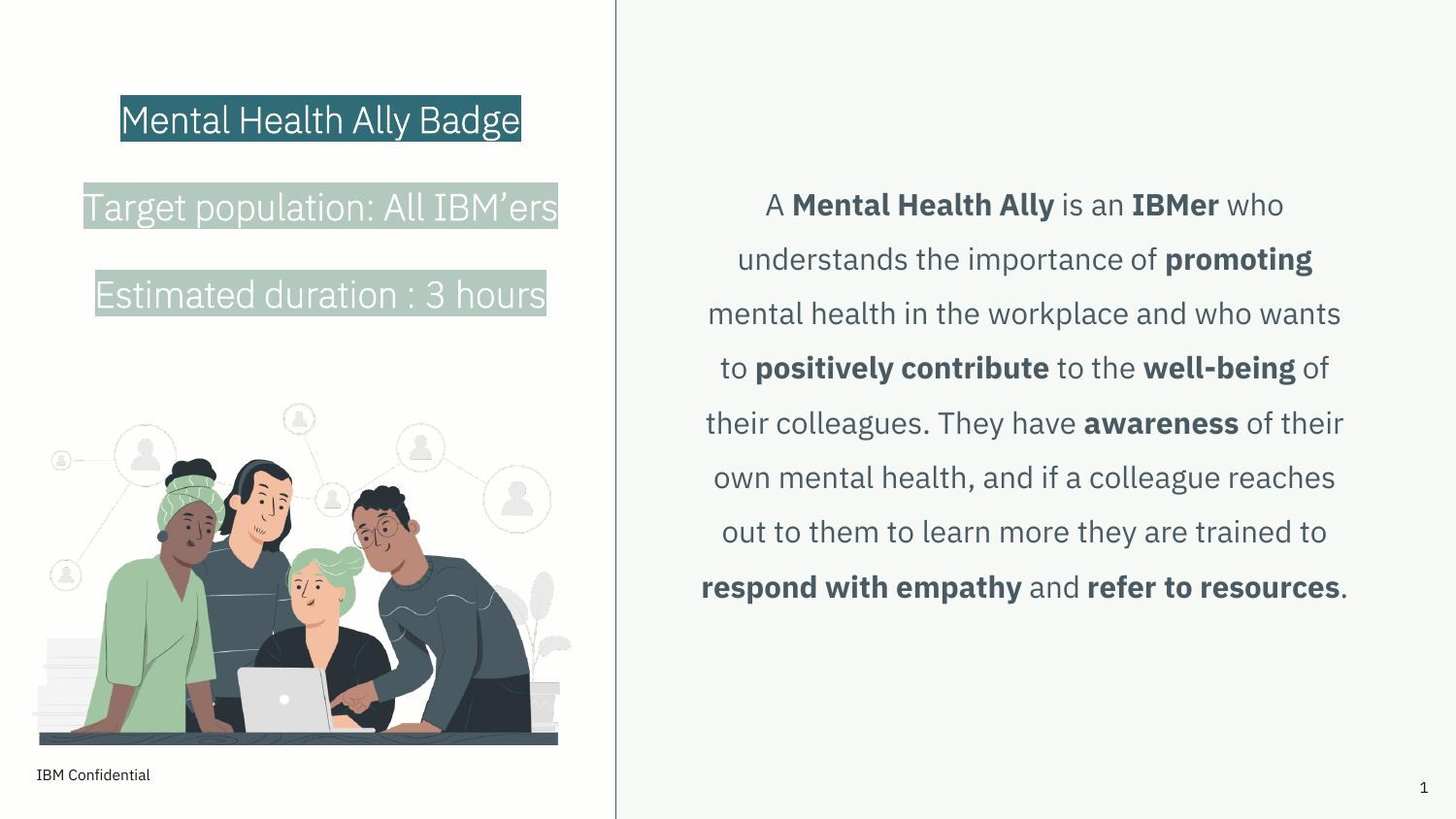# Mental Health Ally Badge

Target population: All IBM'ers

Estimated duration : 3 hours

A **Mental Health Ally** is an **IBMer** who understands the importance of **promoting** mental health in the workplace and who wants to **positively contribute** to the **well-being** of their colleagues. They have **awareness** of their own mental health, and if a colleague reaches out to them to learn more they are trained to **respond with empathy** and **refer to resources**.

IBM Confidential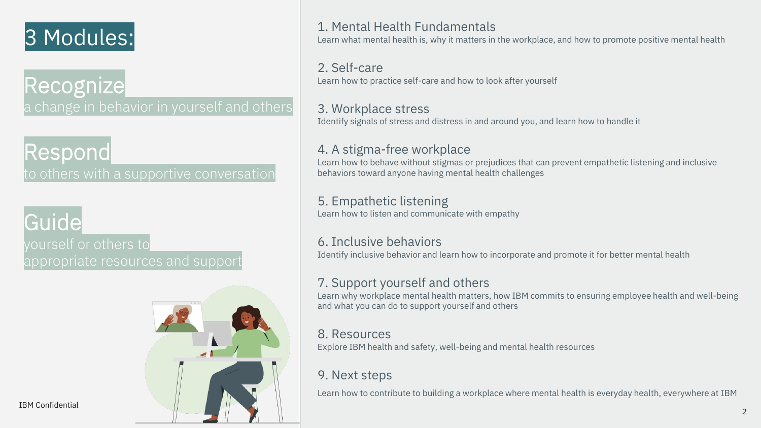# 3 Modules:

## Recognize
a change in behavior in yourself and others

## Respond
to others with a supportive conversation

## Guide
yourself or others to appropriate resources and support

IBM Confidential

### 1. Mental Health Fundamentals
Learn what mental health is, why it matters in the workplace, and how to promote positive mental health

### 2. Self-care
Learn how to practice self-care and how to look after yourself

### 3. Workplace stress
Identify signals of stress and distress in and around you, and learn how to handle it

### 4. A stigma-free workplace
Learn how to behave without stigmas or prejudices that can prevent empathetic listening and inclusive behaviors toward anyone having mental health challenges

### 5. Empathetic listening
Learn how to listen and communicate with empathy

### 6. Inclusive behaviors
Identify inclusive behavior and learn how to incorporate and promote it for better mental health

### 7. Support yourself and others
Learn why workplace mental health matters, how IBM commits to ensuring employee health and well-being and what you can do to support yourself and others

### 8. Resources
Explore IBM health and safety, well-being and mental health resources

### 9. Next steps
Learn how to contribute to building a workplace where mental health is everyday health, everywhere at IBM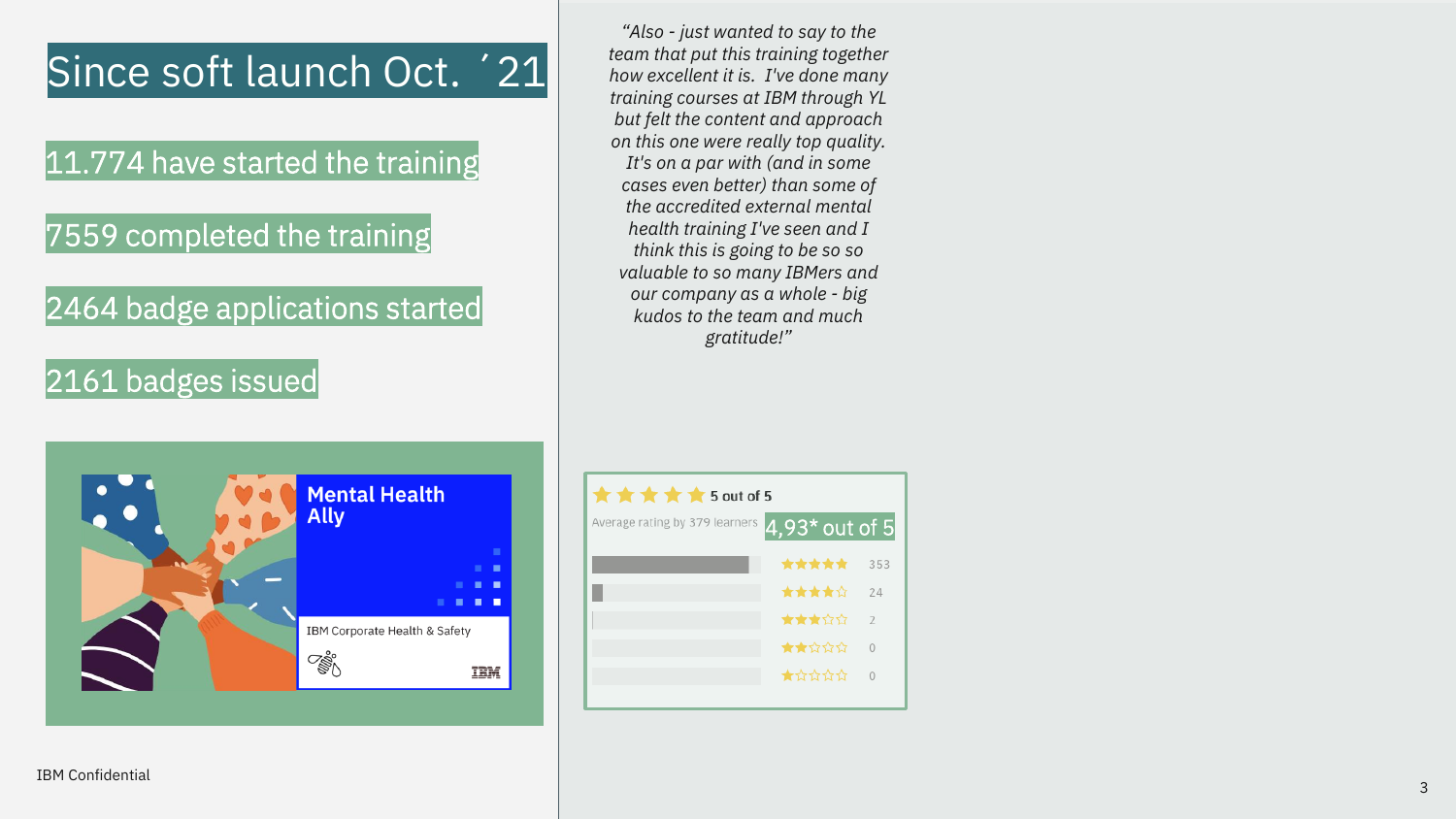# Since soft launch Oct. ´21

11.774 have started the training

7559 completed the training

2464 badge applications started

2161 badges issued

Mental Health Ally

IBM Corporate Health & Safety

*“Also - just wanted to say to the team that put this training together how excellent it is. I've done many training courses at IBM through YL but felt the content and approach on this one were really top quality. It's on a par with (and in some cases even better) than some of the accredited external mental health training I've seen and I think this is going to be so so valuable to so many IBMers and our company as a whole - big kudos to the team and much gratitude!”*

★★★★★ 5 out of 5

Average rating by 379 learners

4,93* out of 5

| Rating | Count |
| --- | --- |
| ★★★★★ | 353 |
| ★★★★☆ | 24 |
| ★★★☆☆ | 2 |
| ★★☆☆☆ | 0 |
| ★☆☆☆☆ | 0 |

IBM Confidential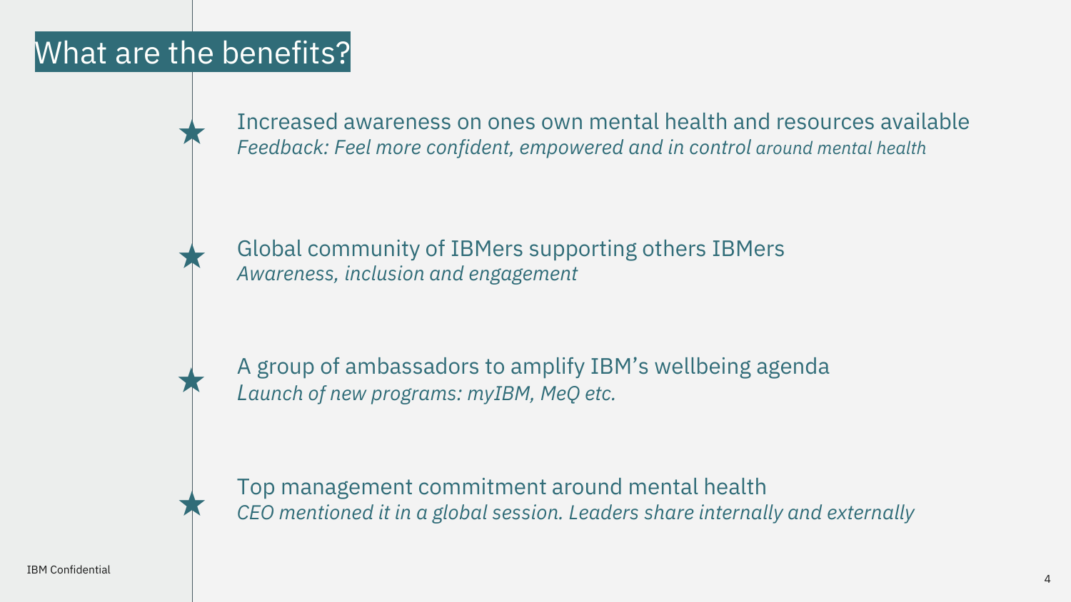# What are the benefits?

- Increased awareness on ones own mental health and resources available
  *Feedback: Feel more confident, empowered and in control around mental health*

- Global community of IBMers supporting others IBMers
  *Awareness, inclusion and engagement*

- A group of ambassadors to amplify IBM's wellbeing agenda
  *Launch of new programs: myIBM, MeQ etc.*

- Top management commitment around mental health
  *CEO mentioned it in a global session. Leaders share internally and externally*

IBM Confidential